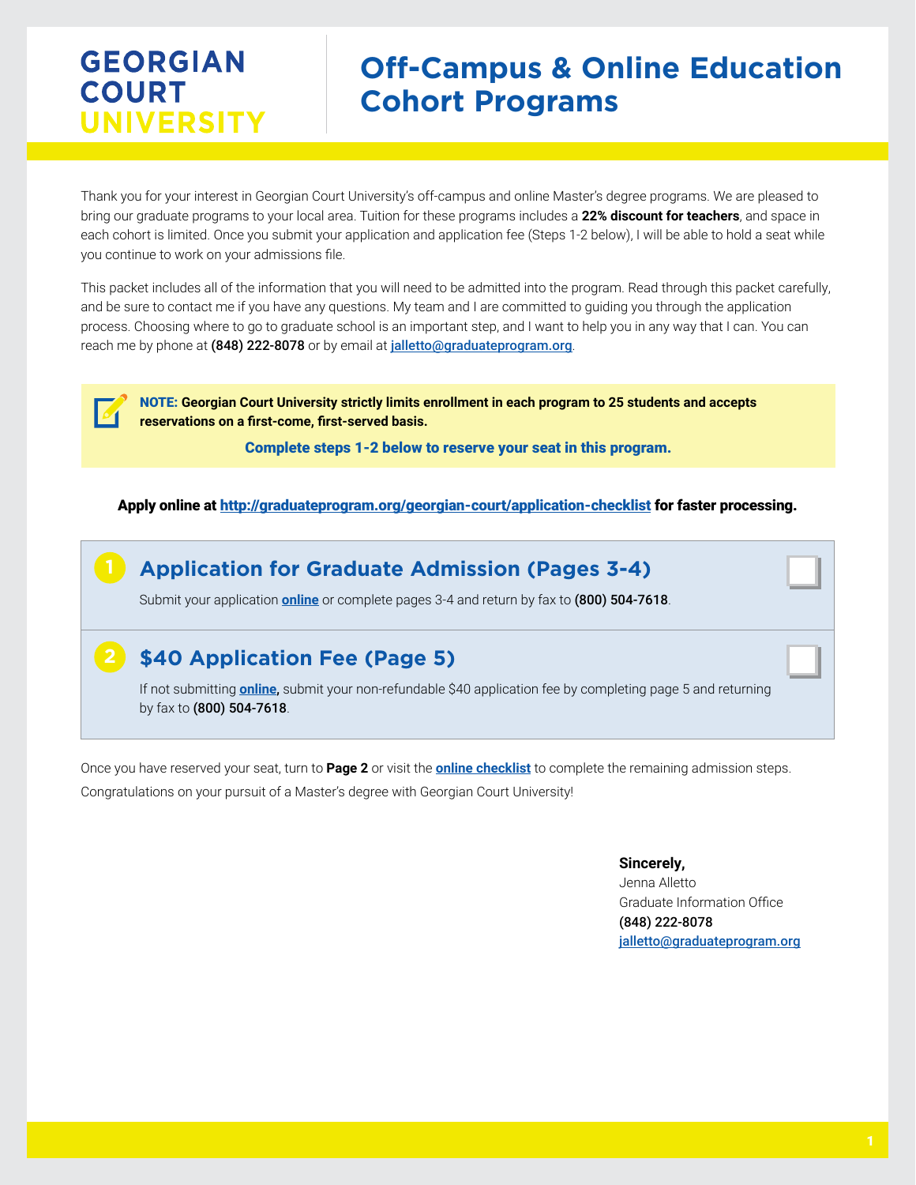**GEORGIAN COURT UNIVERSITY**

# Off-Campus & Online Education Cohort Programs

Thank you for your interest in Georgian Court University's off-campus and online Master's degree programs. We are pleased to bring our graduate programs to your local area. Tuition for these programs includes a **22% discount for teachers**, and space in each cohort is limited. Once you submit your application and application fee (Steps 1-2 below), I will be able to hold a seat while you continue to work on your admissions file.

This packet includes all of the information that you will need to be admitted into the program. Read through this packet carefully, and be sure to contact me if you have any questions. My team and I are committed to guiding you through the application process. Choosing where to go to graduate school is an important step, and I want to help you in any way that I can. You can reach me by phone at **(848) 222-8078** or by email at jalletto@graduateprogram.org.

**NOTE: Georgian Court University strictly limits enrollment in each program to 25 students and accepts reservations on a first-come, first-served basis.**

**Complete steps 1-2 below to reserve your seat in this program.**

**Apply online at http://graduateprogram.org/georgian-court/application-checklist for faster processing.**

## 1 Application for Graduate Admission (Pages 3-4)

Submit your application **online** or complete pages 3-4 and return by fax to **(800) 504-7618**.

## 2 $40 Application Fee (Page 5)

If not submitting **online,** submit your non-refundable $40 application fee by completing page 5 and returning by fax to **(800) 504-7618**.

Once you have reserved your seat, turn to **Page 2** or visit the **online checklist** to complete the remaining admission steps.

Congratulations on your pursuit of a Master's degree with Georgian Court University!

**Sincerely,**
Jenna Alletto
Graduate Information Office
(848) 222-8078
jalletto@graduateprogram.org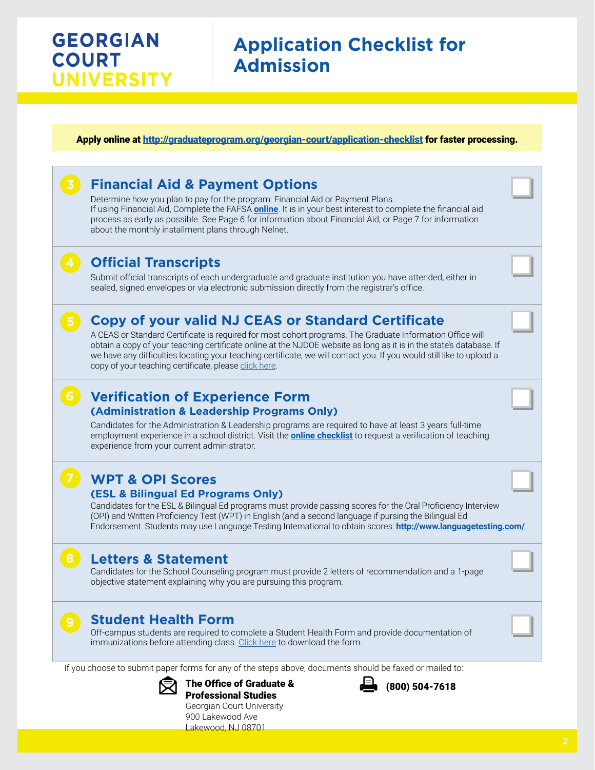# GEORGIAN COURT UNIVERSITY

# Application Checklist for Admission

**Apply online at http://graduateprogram.org/georgian-court/application-checklist for faster processing.**

## 3 Financial Aid & Payment Options

Determine how you plan to pay for the program: Financial Aid or Payment Plans.
If using Financial Aid, Complete the FAFSA **online**. It is in your best interest to complete the financial aid process as early as possible. See Page 6 for information about Financial Aid, or Page 7 for information about the monthly installment plans through Nelnet.

## 4 Official Transcripts

Submit official transcripts of each undergraduate and graduate institution you have attended, either in sealed, signed envelopes or via electronic submission directly from the registrar's office.

## 5 Copy of your valid NJ CEAS or Standard Certificate

A CEAS or Standard Certificate is required for most cohort programs. The Graduate Information Office will obtain a copy of your teaching certificate online at the NJDOE website as long as it is in the state's database. If we have any difficulties locating your teaching certificate, we will contact you. If you would still like to upload a copy of your teaching certificate, please click here.

## 6 Verification of Experience Form

### (Administration & Leadership Programs Only)

Candidates for the Administration & Leadership programs are required to have at least 3 years full-time employment experience in a school district. Visit the **online checklist** to request a verification of teaching experience from your current administrator.

## 7 WPT & OPI Scores

### (ESL & Bilingual Ed Programs Only)

Candidates for the ESL & Bilingual Ed programs must provide passing scores for the Oral Proficiency Interview (OPI) and Written Proficiency Test (WPT) in English (and a second language if pursing the Bilingual Ed Endorsement. Students may use Language Testing International to obtain scores: **http://www.languagetesting.com/**.

## 8 Letters & Statement

Candidates for the School Counseling program must provide 2 letters of recommendation and a 1-page objective statement explaining why you are pursuing this program.

## 9 Student Health Form

Off-campus students are required to complete a Student Health Form and provide documentation of immunizations before attending class. Click here to download the form.

If you choose to submit paper forms for any of the steps above, documents should be faxed or mailed to:

**The Office of Graduate & Professional Studies**
Georgian Court University
900 Lakewood Ave
Lakewood, NJ 08701

**(800) 504-7618**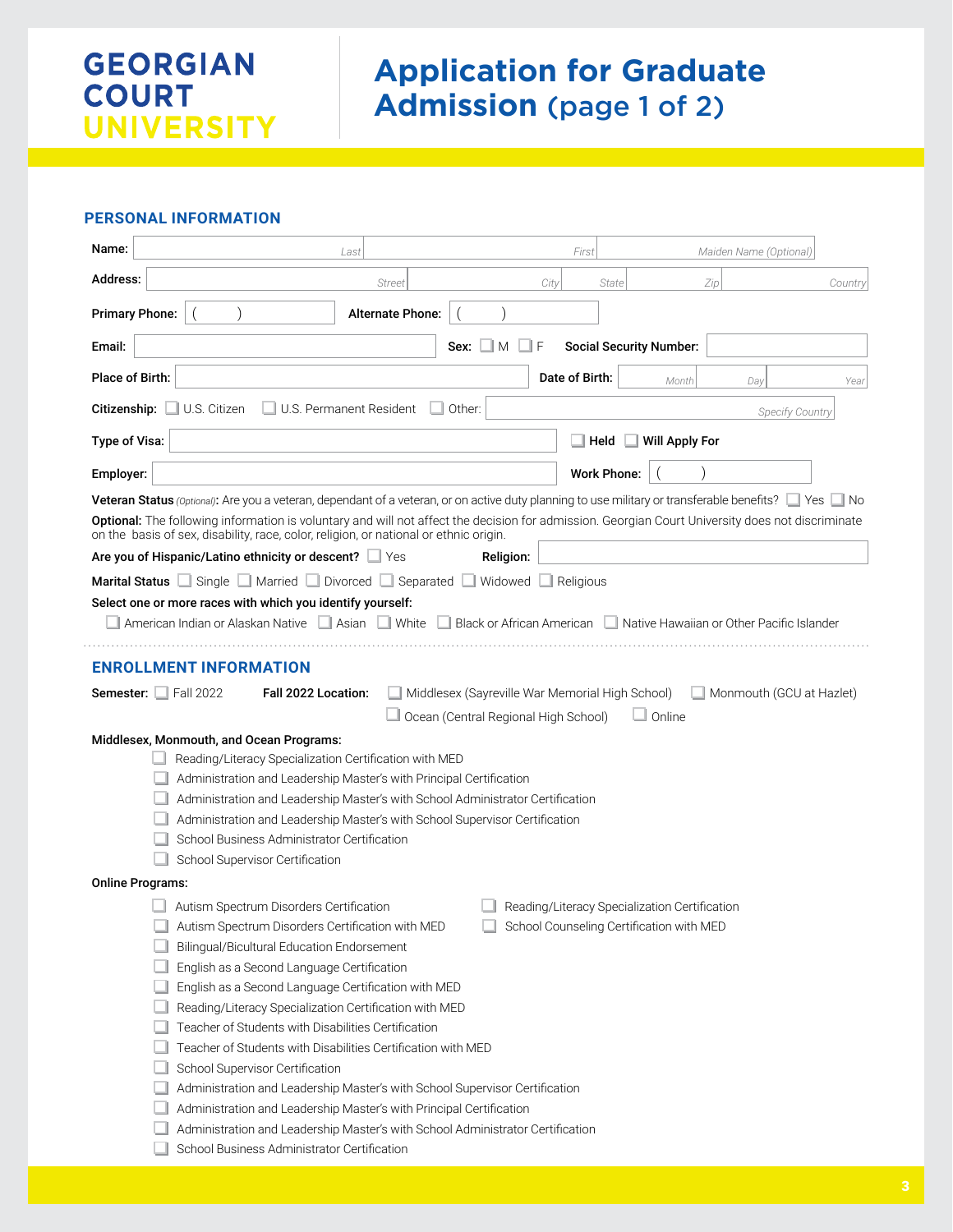# GEORGIAN COURT UNIVERSITY

# Application for Graduate Admission (page 1 of 2)

## PERSONAL INFORMATION

**Name:** _Last_ _First_ _Maiden Name (Optional)_

**Address:** _Street_ _City_ _State_ _Zip_ _Country_

**Primary Phone:** ( ) **Alternate Phone:** ( )

**Email:** **Sex:** ☐ M ☐ F **Social Security Number:**

**Place of Birth:** **Date of Birth:** _Month_ _Day_ _Year_

**Citizenship:** ☐ U.S. Citizen ☐ U.S. Permanent Resident ☐ Other: _Specify Country_

**Type of Visa:** ☐ **Held** ☐ **Will Apply For**

**Employer:** **Work Phone:** ( )

**Veteran Status** _(Optional)_: Are you a veteran, dependant of a veteran, or on active duty planning to use military or transferable benefits? ☐ Yes ☐ No

**Optional:** The following information is voluntary and will not affect the decision for admission. Georgian Court University does not discriminate on the basis of sex, disability, race, color, religion, or national or ethnic origin.

**Are you of Hispanic/Latino ethnicity or descent?** ☐ Yes **Religion:**

**Marital Status** ☐ Single ☐ Married ☐ Divorced ☐ Separated ☐ Widowed ☐ Religious

**Select one or more races with which you identify yourself:**

☐ American Indian or Alaskan Native ☐ Asian ☐ White ☐ Black or African American ☐ Native Hawaiian or Other Pacific Islander

## ENROLLMENT INFORMATION

**Semester:** ☐ Fall 2022 **Fall 2022 Location:** ☐ Middlesex (Sayreville War Memorial High School) ☐ Monmouth (GCU at Hazlet) ☐ Ocean (Central Regional High School) ☐ Online

**Middlesex, Monmouth, and Ocean Programs:**

- ☐ Reading/Literacy Specialization Certification with MED
- ☐ Administration and Leadership Master's with Principal Certification
- ☐ Administration and Leadership Master's with School Administrator Certification
- ☐ Administration and Leadership Master's with School Supervisor Certification
- ☐ School Business Administrator Certification
- ☐ School Supervisor Certification

**Online Programs:**

- ☐ Autism Spectrum Disorders Certification
- ☐ Autism Spectrum Disorders Certification with MED
- ☐ Bilingual/Bicultural Education Endorsement
- ☐ English as a Second Language Certification
- ☐ English as a Second Language Certification with MED
- ☐ Reading/Literacy Specialization Certification with MED
- ☐ Teacher of Students with Disabilities Certification
- ☐ Teacher of Students with Disabilities Certification with MED
- ☐ School Supervisor Certification
- ☐ Administration and Leadership Master's with School Supervisor Certification
- ☐ Administration and Leadership Master's with Principal Certification
- ☐ Administration and Leadership Master's with School Administrator Certification
- ☐ School Business Administrator Certification
- ☐ Reading/Literacy Specialization Certification
- ☐ School Counseling Certification with MED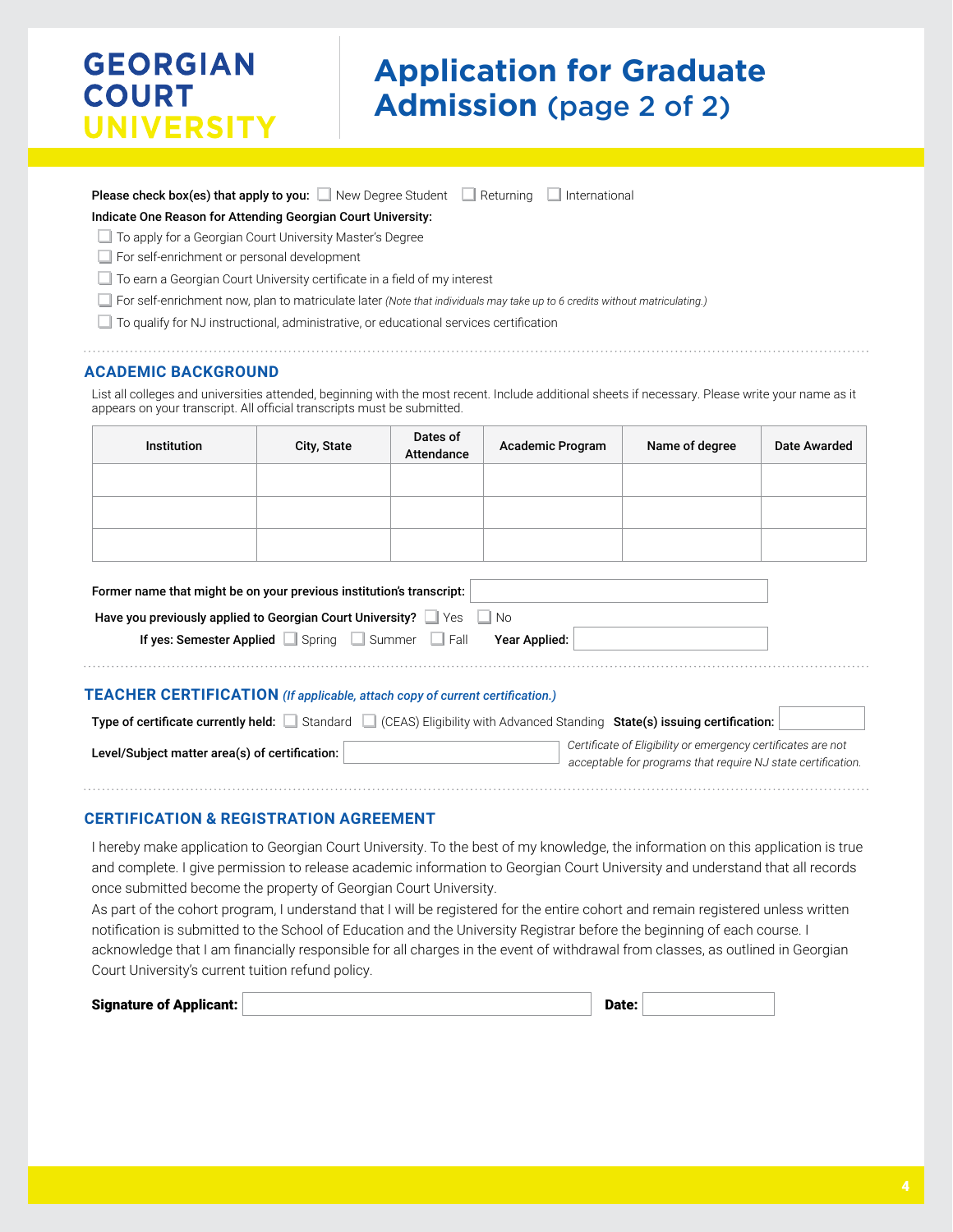GEORGIAN COURT UNIVERSITY

# Application for Graduate Admission (page 2 of 2)

**Please check box(es) that apply to you:** ☐ New Degree Student ☐ Returning ☐ International

**Indicate One Reason for Attending Georgian Court University:**

- ☐ To apply for a Georgian Court University Master's Degree
- ☐ For self-enrichment or personal development
- ☐ To earn a Georgian Court University certificate in a field of my interest
- ☐ For self-enrichment now, plan to matriculate later *(Note that individuals may take up to 6 credits without matriculating.)*
- ☐ To qualify for NJ instructional, administrative, or educational services certification

## ACADEMIC BACKGROUND

List all colleges and universities attended, beginning with the most recent. Include additional sheets if necessary. Please write your name as it appears on your transcript. All official transcripts must be submitted.

| Institution | City, State | Dates of Attendance | Academic Program | Name of degree | Date Awarded |
|---|---|---|---|---|---|
| | | | | | |
| | | | | | |
| | | | | | |

**Former name that might be on your previous institution's transcript:** ____________

**Have you previously applied to Georgian Court University?** ☐ Yes ☐ No

**If yes: Semester Applied** ☐ Spring ☐ Summer ☐ Fall **Year Applied:** ____________

## TEACHER CERTIFICATION *(If applicable, attach copy of current certification.)*

**Type of certificate currently held:** ☐ Standard ☐ (CEAS) Eligibility with Advanced Standing **State(s) issuing certification:** ____________

**Level/Subject matter area(s) of certification:** ____________

*Certificate of Eligibility or emergency certificates are not acceptable for programs that require NJ state certification.*

## CERTIFICATION & REGISTRATION AGREEMENT

I hereby make application to Georgian Court University. To the best of my knowledge, the information on this application is true and complete. I give permission to release academic information to Georgian Court University and understand that all records once submitted become the property of Georgian Court University.

As part of the cohort program, I understand that I will be registered for the entire cohort and remain registered unless written notification is submitted to the School of Education and the University Registrar before the beginning of each course. I acknowledge that I am financially responsible for all charges in the event of withdrawal from classes, as outlined in Georgian Court University's current tuition refund policy.

**Signature of Applicant:** ____________ **Date:** ____________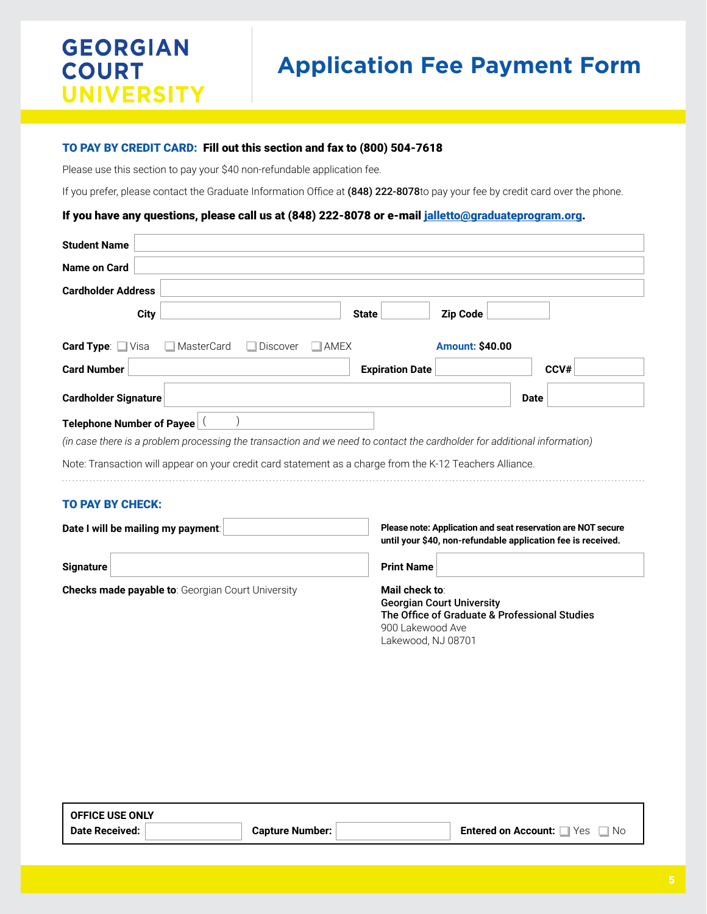**GEORGIAN COURT UNIVERSITY**

# Application Fee Payment Form

**TO PAY BY CREDIT CARD: Fill out this section and fax to (800) 504-7618**

Please use this section to pay your $40 non-refundable application fee.

If you prefer, please contact the Graduate Information Office at **(848) 222-8078**to pay your fee by credit card over the phone.

**If you have any questions, please call us at (848) 222-8078 or e-mail jalletto@graduateprogram.org.**

**Student Name** ____________________

**Name on Card** ____________________

**Cardholder Address** ____________________

**City** ____________ **State** ______ **Zip Code** ______

**Card Type**: ☐ Visa ☐ MasterCard ☐ Discover ☐ AMEX **Amount: $40.00**

**Card Number** ____________ **Expiration Date** ______ **CCV#** ______

**Cardholder Signature** ____________________ **Date** ______

**Telephone Number of Payee** ( )

*(in case there is a problem processing the transaction and we need to contact the cardholder for additional information)*

Note: Transaction will appear on your credit card statement as a charge from the K-12 Teachers Alliance.

---

**TO PAY BY CHECK:**

**Date I will be mailing my payment**: ____________

**Please note: Application and seat reservation are NOT secure until your $40, non-refundable application fee is received.**

**Signature** ____________ **Print Name** ____________

**Checks made payable to**: Georgian Court University

**Mail check to**:
**Georgian Court University**
**The Office of Graduate & Professional Studies**
900 Lakewood Ave
Lakewood, NJ 08701

---

**OFFICE USE ONLY**

**Date Received:** ______ **Capture Number:** ______ **Entered on Account:** ☐ Yes ☐ No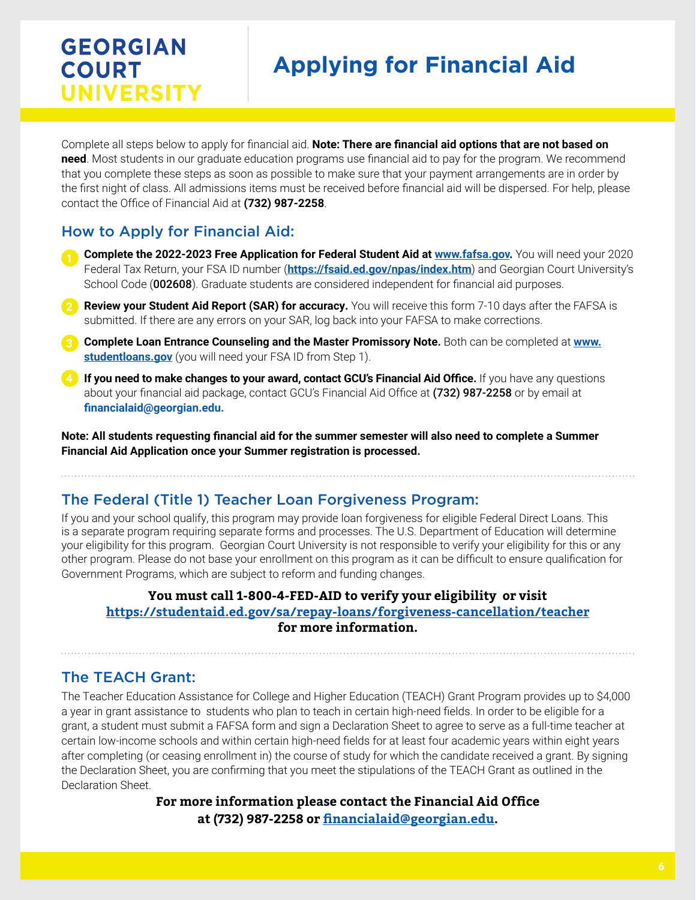**GEORGIAN COURT UNIVERSITY**

# Applying for Financial Aid

Complete all steps below to apply for financial aid. **Note: There are financial aid options that are not based on need**. Most students in our graduate education programs use financial aid to pay for the program. We recommend that you complete these steps as soon as possible to make sure that your payment arrangements are in order by the first night of class. All admissions items must be received before financial aid will be dispersed. For help, please contact the Office of Financial Aid at **(732) 987-2258**.

## How to Apply for Financial Aid:

1. **Complete the 2022-2023 Free Application for Federal Student Aid at www.fafsa.gov.** You will need your 2020 Federal Tax Return, your FSA ID number (**https://fsaid.ed.gov/npas/index.htm**) and Georgian Court University's School Code (**002608**). Graduate students are considered independent for financial aid purposes.
2. **Review your Student Aid Report (SAR) for accuracy.** You will receive this form 7-10 days after the FAFSA is submitted. If there are any errors on your SAR, log back into your FAFSA to make corrections.
3. **Complete Loan Entrance Counseling and the Master Promissory Note.** Both can be completed at **www.studentloans.gov** (you will need your FSA ID from Step 1).
4. **If you need to make changes to your award, contact GCU's Financial Aid Office.** If you have any questions about your financial aid package, contact GCU's Financial Aid Office at **(732) 987-2258** or by email at **financialaid@georgian.edu.**

**Note: All students requesting financial aid for the summer semester will also need to complete a Summer Financial Aid Application once your Summer registration is processed.**

## The Federal (Title 1) Teacher Loan Forgiveness Program:

If you and your school qualify, this program may provide loan forgiveness for eligible Federal Direct Loans. This is a separate program requiring separate forms and processes. The U.S. Department of Education will determine your eligibility for this program. Georgian Court University is not responsible to verify your eligibility for this or any other program. Please do not base your enrollment on this program as it can be difficult to ensure qualification for Government Programs, which are subject to reform and funding changes.

**You must call 1-800-4-FED-AID to verify your eligibility or visit https://studentaid.ed.gov/sa/repay-loans/forgiveness-cancellation/teacher for more information.**

## The TEACH Grant:

The Teacher Education Assistance for College and Higher Education (TEACH) Grant Program provides up to $4,000 a year in grant assistance to students who plan to teach in certain high-need fields. In order to be eligible for a grant, a student must submit a FAFSA form and sign a Declaration Sheet to agree to serve as a full-time teacher at certain low-income schools and within certain high-need fields for at least four academic years within eight years after completing (or ceasing enrollment in) the course of study for which the candidate received a grant. By signing the Declaration Sheet, you are confirming that you meet the stipulations of the TEACH Grant as outlined in the Declaration Sheet.

**For more information please contact the Financial Aid Office at (732) 987-2258 or financialaid@georgian.edu.**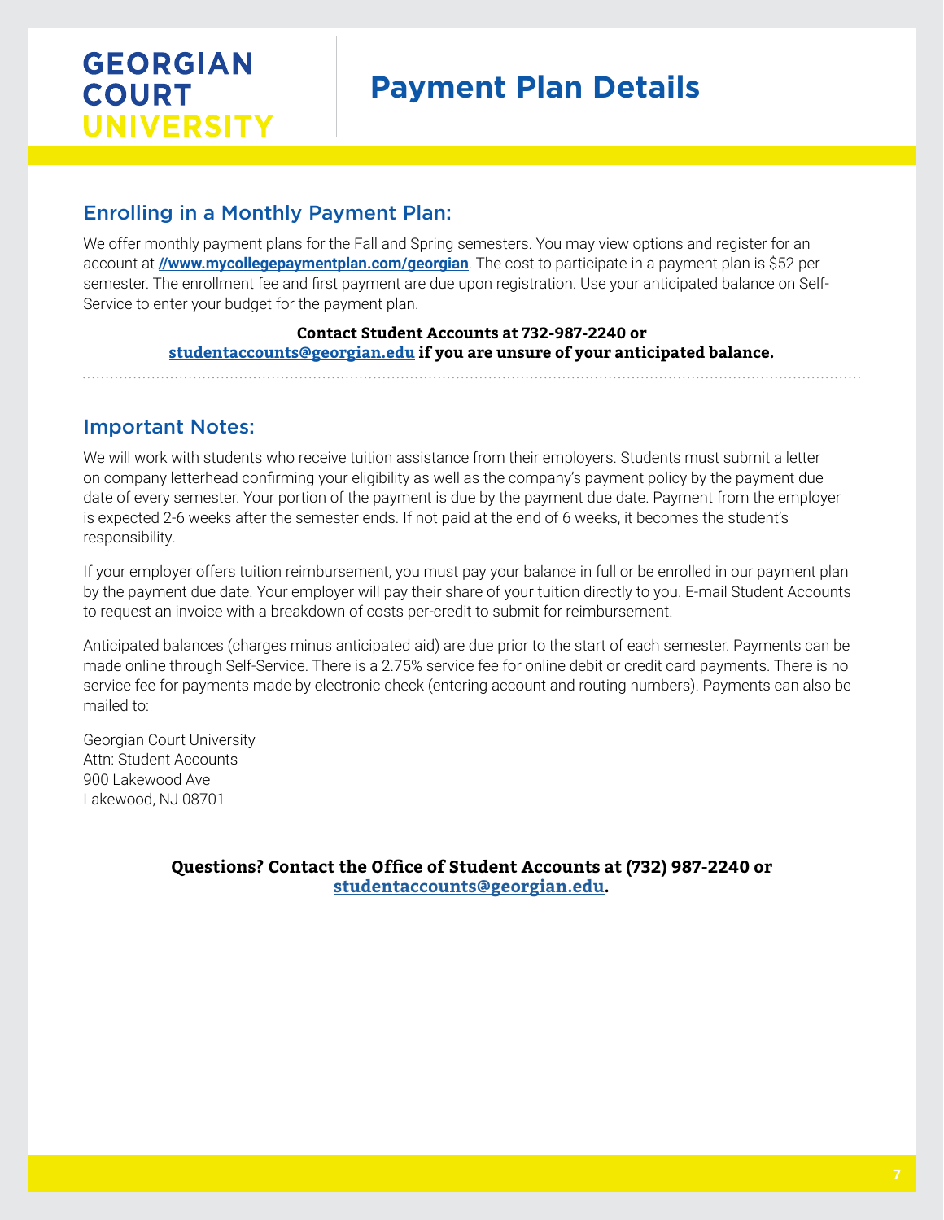# GEORGIAN COURT UNIVERSITY

# Payment Plan Details

## Enrolling in a Monthly Payment Plan:

We offer monthly payment plans for the Fall and Spring semesters. You may view options and register for an account at **//www.mycollegepaymentplan.com/georgian**. The cost to participate in a payment plan is $52 per semester. The enrollment fee and first payment are due upon registration. Use your anticipated balance on Self-Service to enter your budget for the payment plan.

**Contact Student Accounts at 732-987-2240 or studentaccounts@georgian.edu if you are unsure of your anticipated balance.**

## Important Notes:

We will work with students who receive tuition assistance from their employers. Students must submit a letter on company letterhead confirming your eligibility as well as the company's payment policy by the payment due date of every semester. Your portion of the payment is due by the payment due date. Payment from the employer is expected 2-6 weeks after the semester ends. If not paid at the end of 6 weeks, it becomes the student's responsibility.

If your employer offers tuition reimbursement, you must pay your balance in full or be enrolled in our payment plan by the payment due date. Your employer will pay their share of your tuition directly to you. E-mail Student Accounts to request an invoice with a breakdown of costs per-credit to submit for reimbursement.

Anticipated balances (charges minus anticipated aid) are due prior to the start of each semester. Payments can be made online through Self-Service. There is a 2.75% service fee for online debit or credit card payments. There is no service fee for payments made by electronic check (entering account and routing numbers). Payments can also be mailed to:

Georgian Court University
Attn: Student Accounts
900 Lakewood Ave
Lakewood, NJ 08701

**Questions? Contact the Office of Student Accounts at (732) 987-2240 or studentaccounts@georgian.edu.**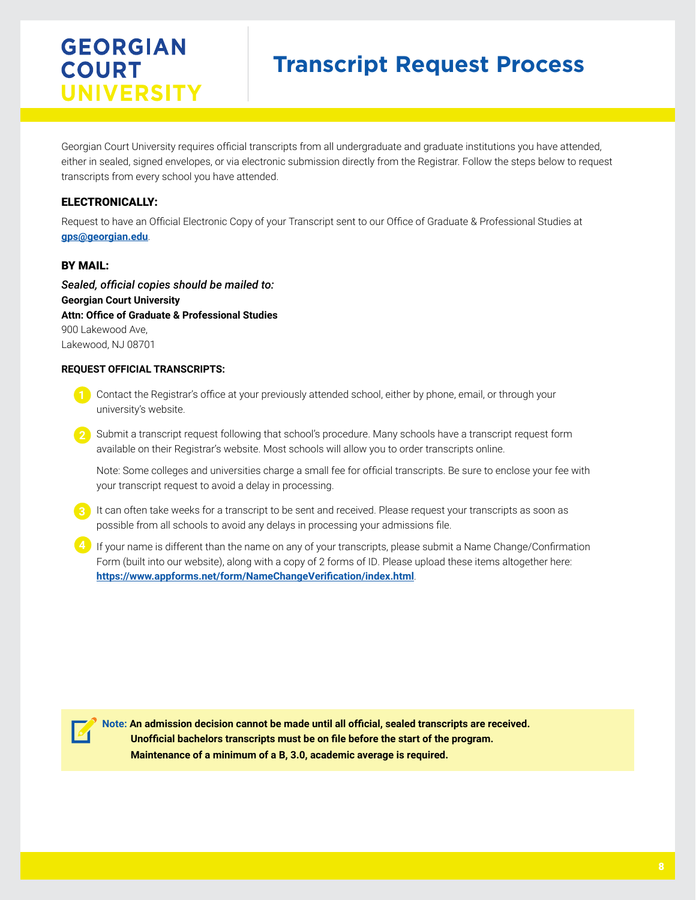**GEORGIAN COURT UNIVERSITY**

# Transcript Request Process

Georgian Court University requires official transcripts from all undergraduate and graduate institutions you have attended, either in sealed, signed envelopes, or via electronic submission directly from the Registrar. Follow the steps below to request transcripts from every school you have attended.

## ELECTRONICALLY:

Request to have an Official Electronic Copy of your Transcript sent to our Office of Graduate & Professional Studies at **gps@georgian.edu**.

## BY MAIL:

***Sealed, official copies should be mailed to:***
**Georgian Court University**
**Attn: Office of Graduate & Professional Studies**
900 Lakewood Ave,
Lakewood, NJ 08701

### REQUEST OFFICIAL TRANSCRIPTS:

1. Contact the Registrar's office at your previously attended school, either by phone, email, or through your university's website.
2. Submit a transcript request following that school's procedure. Many schools have a transcript request form available on their Registrar's website. Most schools will allow you to order transcripts online.

   Note: Some colleges and universities charge a small fee for official transcripts. Be sure to enclose your fee with your transcript request to avoid a delay in processing.
3. It can often take weeks for a transcript to be sent and received. Please request your transcripts as soon as possible from all schools to avoid any delays in processing your admissions file.
4. If your name is different than the name on any of your transcripts, please submit a Name Change/Confirmation Form (built into our website), along with a copy of 2 forms of ID. Please upload these items altogether here: **https://www.appforms.net/form/NameChangeVerification/index.html**.

**Note: An admission decision cannot be made until all official, sealed transcripts are received.**
**Unofficial bachelors transcripts must be on file before the start of the program.**
**Maintenance of a minimum of a B, 3.0, academic average is required.**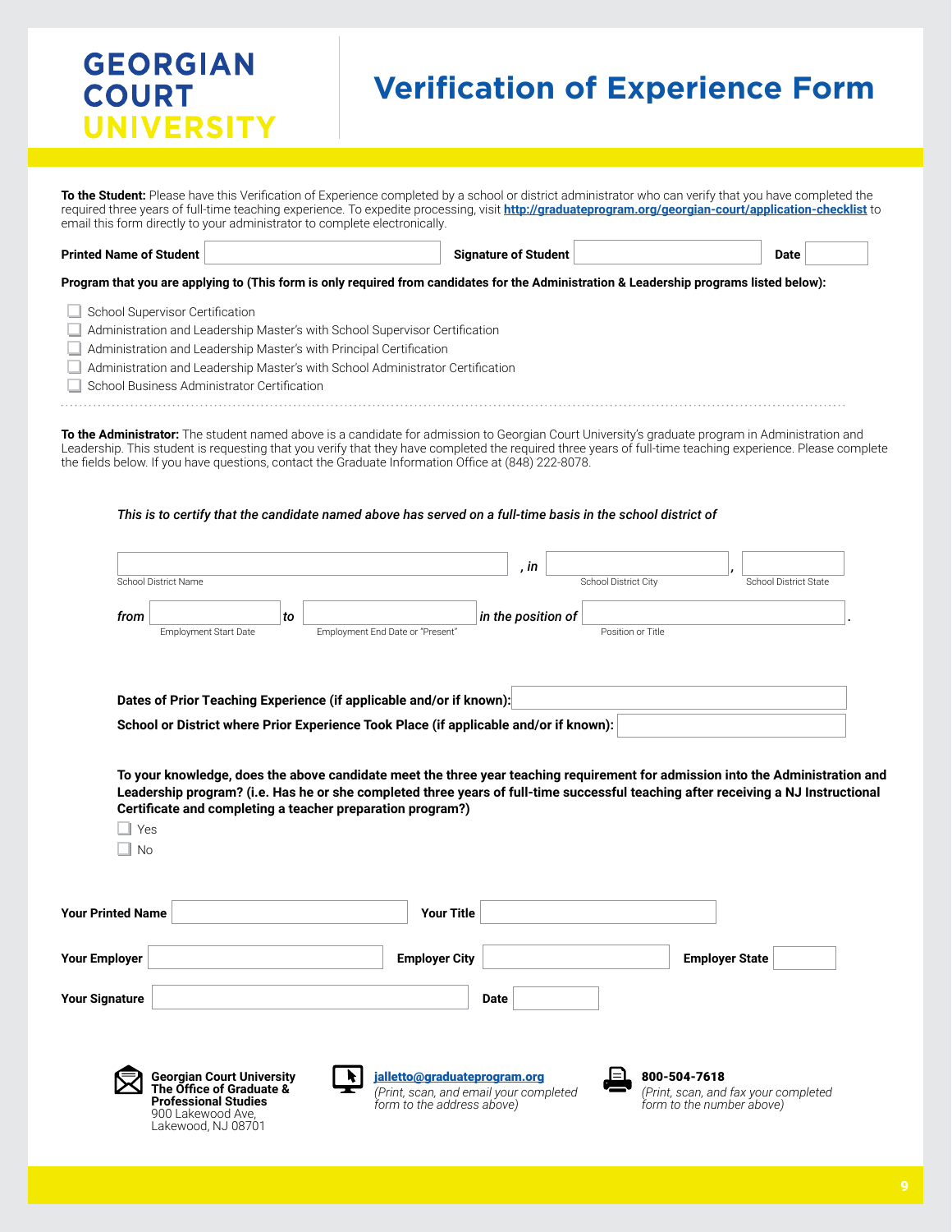**GEORGIAN COURT UNIVERSITY**

# Verification of Experience Form

**To the Student:** Please have this Verification of Experience completed by a school or district administrator who can verify that you have completed the required three years of full-time teaching experience. To expedite processing, visit **http://graduateprogram.org/georgian-court/application-checklist** to email this form directly to your administrator to complete electronically.

**Printed Name of Student** ______________________ **Signature of Student** ______________________ **Date** __________

**Program that you are applying to (This form is only required from candidates for the Administration & Leadership programs listed below):**

- ☐ School Supervisor Certification
- ☐ Administration and Leadership Master's with School Supervisor Certification
- ☐ Administration and Leadership Master's with Principal Certification
- ☐ Administration and Leadership Master's with School Administrator Certification
- ☐ School Business Administrator Certification

**To the Administrator:** The student named above is a candidate for admission to Georgian Court University's graduate program in Administration and Leadership. This student is requesting that you verify that they have completed the required three years of full-time teaching experience. Please complete the fields below. If you have questions, contact the Graduate Information Office at (848) 222-8078.

*This is to certify that the candidate named above has served on a full-time basis in the school district of*

______________________ *, in* ______________________ , ______________________
School District Name — School District City — School District State

*from* ______________________ *to* ______________________ *in the position of* ______________________ .
Employment Start Date — Employment End Date or "Present" — Position or Title

**Dates of Prior Teaching Experience (if applicable and/or if known):** ______________________

**School or District where Prior Experience Took Place (if applicable and/or if known):** ______________________

**To your knowledge, does the above candidate meet the three year teaching requirement for admission into the Administration and Leadership program? (i.e. Has he or she completed three years of full-time successful teaching after receiving a NJ Instructional Certificate and completing a teacher preparation program?)**

- ☐ Yes
- ☐ No

**Your Printed Name** ______________________ **Your Title** ______________________

**Your Employer** ______________________ **Employer City** ______________________ **Employer State** __________

**Your Signature** ______________________ **Date** __________

**Georgian Court University**
**The Office of Graduate & Professional Studies**
900 Lakewood Ave,
Lakewood, NJ 08701

**jalletto@graduateprogram.org**
*(Print, scan, and email your completed form to the address above)*

**800-504-7618**
*(Print, scan, and fax your completed form to the number above)*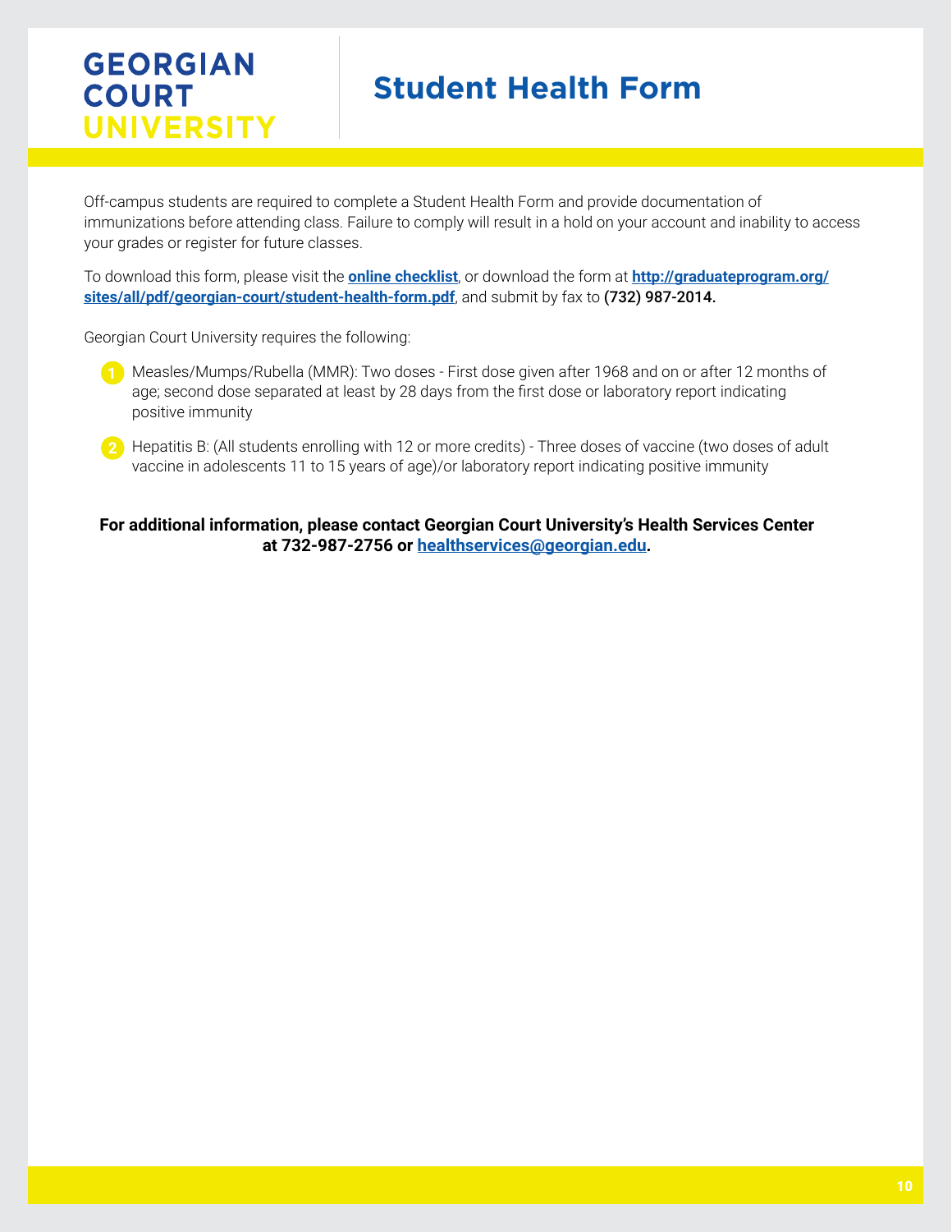**GEORGIAN COURT UNIVERSITY**

# Student Health Form

Off-campus students are required to complete a Student Health Form and provide documentation of immunizations before attending class. Failure to comply will result in a hold on your account and inability to access your grades or register for future classes.

To download this form, please visit the **online checklist**, or download the form at **http://graduateprogram.org/sites/all/pdf/georgian-court/student-health-form.pdf**, and submit by fax to **(732) 987-2014.**

Georgian Court University requires the following:

1. Measles/Mumps/Rubella (MMR): Two doses - First dose given after 1968 and on or after 12 months of age; second dose separated at least by 28 days from the first dose or laboratory report indicating positive immunity
2. Hepatitis B: (All students enrolling with 12 or more credits) - Three doses of vaccine (two doses of adult vaccine in adolescents 11 to 15 years of age)/or laboratory report indicating positive immunity

**For additional information, please contact Georgian Court University's Health Services Center at 732-987-2756 or healthservices@georgian.edu.**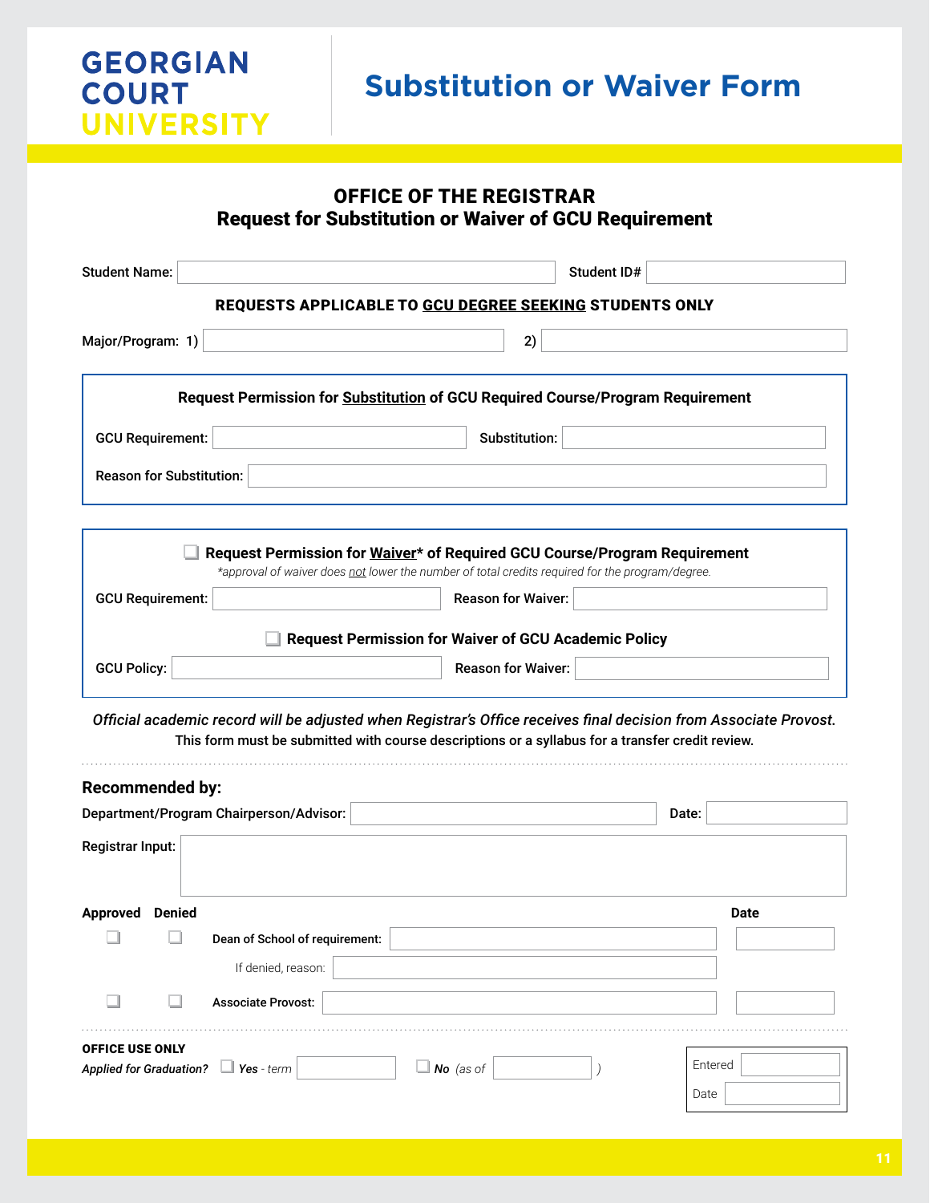GEORGIAN COURT UNIVERSITY

# Substitution or Waiver Form

## OFFICE OF THE REGISTRAR
## Request for Substitution or Waiver of GCU Requirement

Student Name: ________________ Student ID# ________________

**REQUESTS APPLICABLE TO GCU DEGREE SEEKING STUDENTS ONLY**

Major/Program: 1) ________________ 2) ________________

---

**Request Permission for Substitution of GCU Required Course/Program Requirement**

GCU Requirement: ________________ Substitution: ________________

Reason for Substitution: ________________

---

☐ **Request Permission for Waiver* of Required GCU Course/Program Requirement**

*\*approval of waiver does not lower the number of total credits required for the program/degree.*

GCU Requirement: ________________ Reason for Waiver: ________________

☐ **Request Permission for Waiver of GCU Academic Policy**

GCU Policy: ________________ Reason for Waiver: ________________

---

*Official academic record will be adjusted when Registrar's Office receives final decision from Associate Provost.*

This form must be submitted with course descriptions or a syllabus for a transfer credit review.

### Recommended by:

Department/Program Chairperson/Advisor: ________________ Date: ________

Registrar Input: ________________

| Approved | Denied | | | Date |
|---|---|---|---|---|
| ☐ | ☐ | Dean of School of requirement: | ________________ | ________ |
| | | If denied, reason: | ________________ | |
| ☐ | ☐ | Associate Provost: | ________________ | ________ |

**OFFICE USE ONLY**

*Applied for Graduation?* ☐ ***Yes*** *- term* ________ ☐ ***No*** *(as of* ________ *)*

Entered ________

Date ________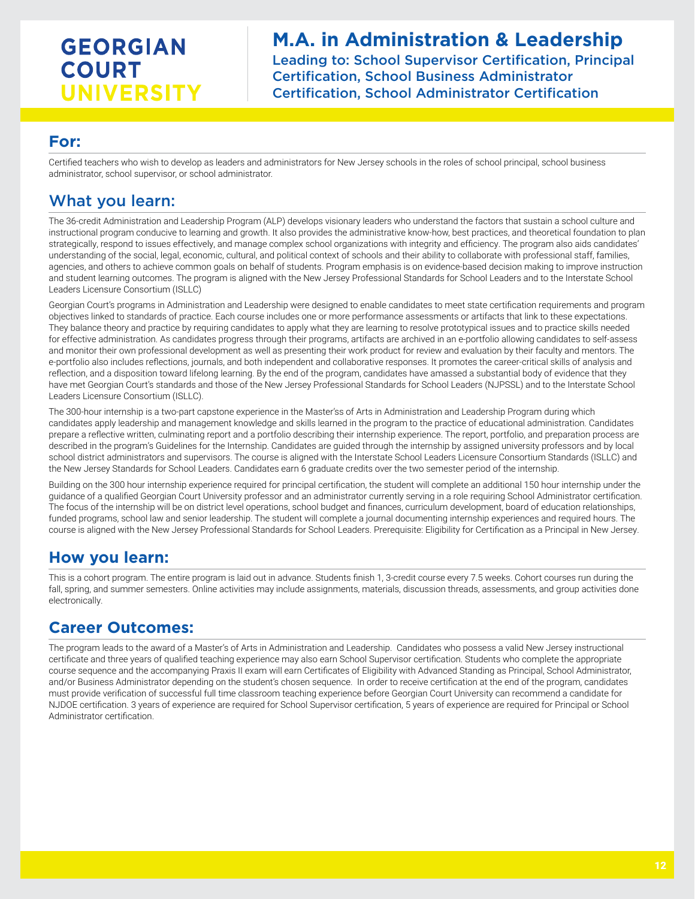**GEORGIAN COURT UNIVERSITY**

# M.A. in Administration & Leadership

Leading to: School Supervisor Certification, Principal Certification, School Business Administrator Certification, School Administrator Certification

## For:

Certified teachers who wish to develop as leaders and administrators for New Jersey schools in the roles of school principal, school business administrator, school supervisor, or school administrator.

## What you learn:

The 36-credit Administration and Leadership Program (ALP) develops visionary leaders who understand the factors that sustain a school culture and instructional program conducive to learning and growth. It also provides the administrative know-how, best practices, and theoretical foundation to plan strategically, respond to issues effectively, and manage complex school organizations with integrity and efficiency. The program also aids candidates' understanding of the social, legal, economic, cultural, and political context of schools and their ability to collaborate with professional staff, families, agencies, and others to achieve common goals on behalf of students. Program emphasis is on evidence-based decision making to improve instruction and student learning outcomes. The program is aligned with the New Jersey Professional Standards for School Leaders and to the Interstate School Leaders Licensure Consortium (ISLLC)

Georgian Court's programs in Administration and Leadership were designed to enable candidates to meet state certification requirements and program objectives linked to standards of practice. Each course includes one or more performance assessments or artifacts that link to these expectations. They balance theory and practice by requiring candidates to apply what they are learning to resolve prototypical issues and to practice skills needed for effective administration. As candidates progress through their programs, artifacts are archived in an e-portfolio allowing candidates to self-assess and monitor their own professional development as well as presenting their work product for review and evaluation by their faculty and mentors. The e-portfolio also includes reflections, journals, and both independent and collaborative responses. It promotes the career-critical skills of analysis and reflection, and a disposition toward lifelong learning. By the end of the program, candidates have amassed a substantial body of evidence that they have met Georgian Court's standards and those of the New Jersey Professional Standards for School Leaders (NJPSSL) and to the Interstate School Leaders Licensure Consortium (ISLLC).

The 300-hour internship is a two-part capstone experience in the Master'ss of Arts in Administration and Leadership Program during which candidates apply leadership and management knowledge and skills learned in the program to the practice of educational administration. Candidates prepare a reflective written, culminating report and a portfolio describing their internship experience. The report, portfolio, and preparation process are described in the program's Guidelines for the Internship. Candidates are guided through the internship by assigned university professors and by local school district administrators and supervisors. The course is aligned with the Interstate School Leaders Licensure Consortium Standards (ISLLC) and the New Jersey Standards for School Leaders. Candidates earn 6 graduate credits over the two semester period of the internship.

Building on the 300 hour internship experience required for principal certification, the student will complete an additional 150 hour internship under the guidance of a qualified Georgian Court University professor and an administrator currently serving in a role requiring School Administrator certification. The focus of the internship will be on district level operations, school budget and finances, curriculum development, board of education relationships, funded programs, school law and senior leadership. The student will complete a journal documenting internship experiences and required hours. The course is aligned with the New Jersey Professional Standards for School Leaders. Prerequisite: Eligibility for Certification as a Principal in New Jersey.

## How you learn:

This is a cohort program. The entire program is laid out in advance. Students finish 1, 3-credit course every 7.5 weeks. Cohort courses run during the fall, spring, and summer semesters. Online activities may include assignments, materials, discussion threads, assessments, and group activities done electronically.

## Career Outcomes:

The program leads to the award of a Master's of Arts in Administration and Leadership. Candidates who possess a valid New Jersey instructional certificate and three years of qualified teaching experience may also earn School Supervisor certification. Students who complete the appropriate course sequence and the accompanying Praxis II exam will earn Certificates of Eligibility with Advanced Standing as Principal, School Administrator, and/or Business Administrator depending on the student's chosen sequence. In order to receive certification at the end of the program, candidates must provide verification of successful full time classroom teaching experience before Georgian Court University can recommend a candidate for NJDOE certification. 3 years of experience are required for School Supervisor certification, 5 years of experience are required for Principal or School Administrator certification.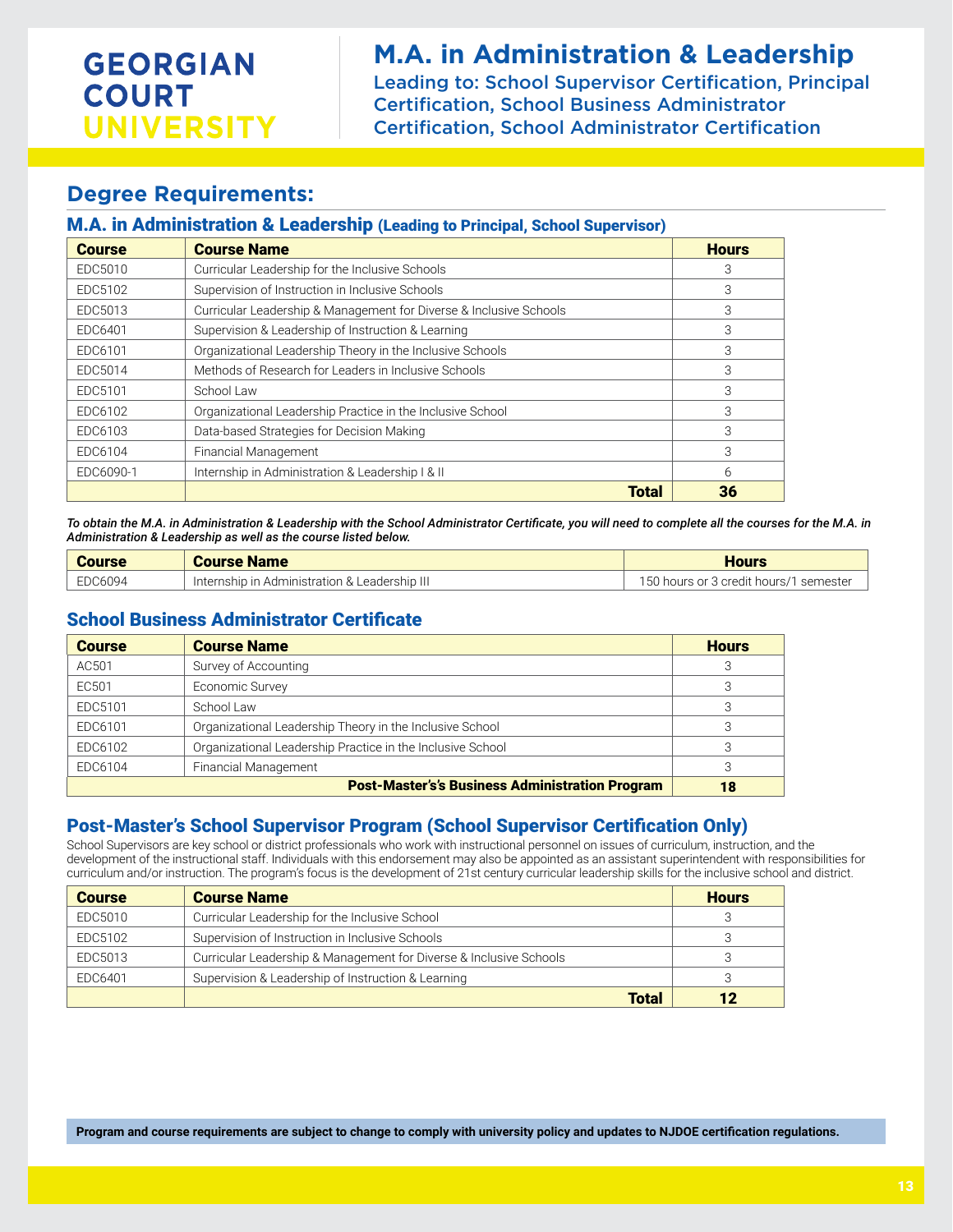GEORGIAN COURT UNIVERSITY

# M.A. in Administration & Leadership

Leading to: School Supervisor Certification, Principal Certification, School Business Administrator Certification, School Administrator Certification

## Degree Requirements:

### M.A. in Administration & Leadership (Leading to Principal, School Supervisor)

| Course | Course Name | Hours |
|---|---|---|
| EDC5010 | Curricular Leadership for the Inclusive Schools | 3 |
| EDC5102 | Supervision of Instruction in Inclusive Schools | 3 |
| EDC5013 | Curricular Leadership & Management for Diverse & Inclusive Schools | 3 |
| EDC6401 | Supervision & Leadership of Instruction & Learning | 3 |
| EDC6101 | Organizational Leadership Theory in the Inclusive Schools | 3 |
| EDC5014 | Methods of Research for Leaders in Inclusive Schools | 3 |
| EDC5101 | School Law | 3 |
| EDC6102 | Organizational Leadership Practice in the Inclusive School | 3 |
| EDC6103 | Data-based Strategies for Decision Making | 3 |
| EDC6104 | Financial Management | 3 |
| EDC6090-1 | Internship in Administration & Leadership I & II | 6 |
| | **Total** | **36** |

***To obtain the M.A. in Administration & Leadership with the School Administrator Certificate, you will need to complete all the courses for the M.A. in Administration & Leadership as well as the course listed below.***

| Course | Course Name | Hours |
|---|---|---|
| EDC6094 | Internship in Administration & Leadership III | 150 hours or 3 credit hours/1 semester |

### School Business Administrator Certificate

| Course | Course Name | Hours |
|---|---|---|
| AC501 | Survey of Accounting | 3 |
| EC501 | Economic Survey | 3 |
| EDC5101 | School Law | 3 |
| EDC6101 | Organizational Leadership Theory in the Inclusive School | 3 |
| EDC6102 | Organizational Leadership Practice in the Inclusive School | 3 |
| EDC6104 | Financial Management | 3 |
| | **Post-Master's's Business Administration Program** | **18** |

### Post-Master's School Supervisor Program (School Supervisor Certification Only)

School Supervisors are key school or district professionals who work with instructional personnel on issues of curriculum, instruction, and the development of the instructional staff. Individuals with this endorsement may also be appointed as an assistant superintendent with responsibilities for curriculum and/or instruction. The program's focus is the development of 21st century curricular leadership skills for the inclusive school and district.

| Course | Course Name | Hours |
|---|---|---|
| EDC5010 | Curricular Leadership for the Inclusive School | 3 |
| EDC5102 | Supervision of Instruction in Inclusive Schools | 3 |
| EDC5013 | Curricular Leadership & Management for Diverse & Inclusive Schools | 3 |
| EDC6401 | Supervision & Leadership of Instruction & Learning | 3 |
| | **Total** | **12** |

**Program and course requirements are subject to change to comply with university policy and updates to NJDOE certification regulations.**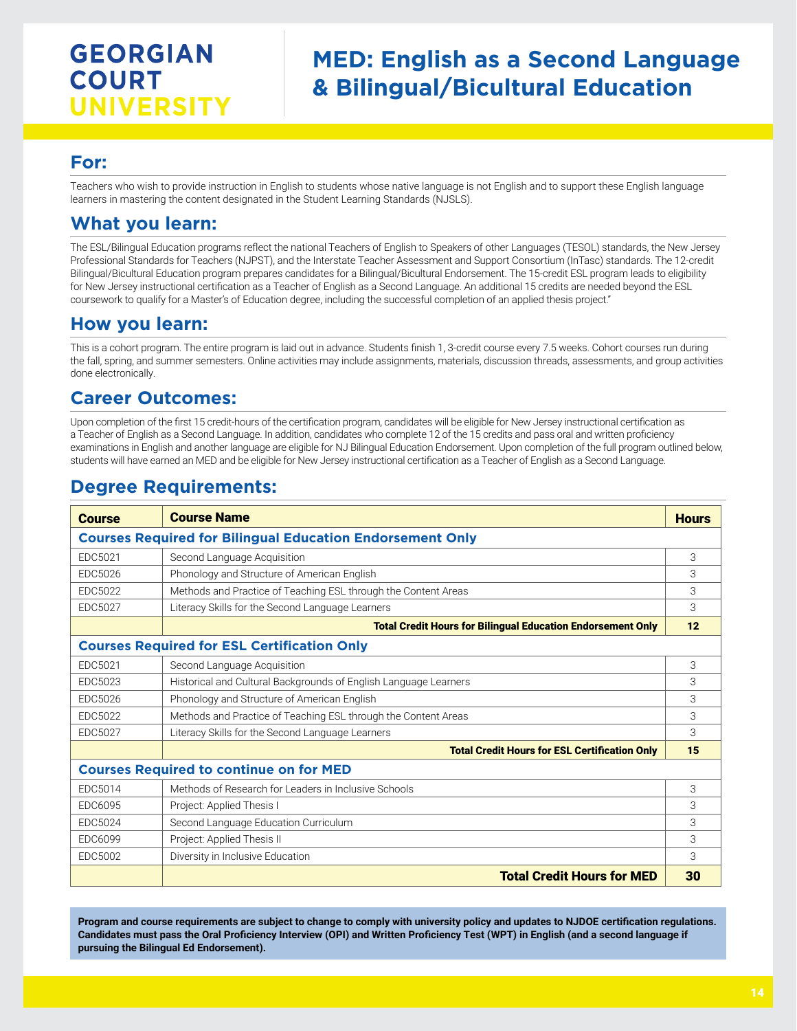# GEORGIAN COURT UNIVERSITY

# MED: English as a Second Language & Bilingual/Bicultural Education

## For:

Teachers who wish to provide instruction in English to students whose native language is not English and to support these English language learners in mastering the content designated in the Student Learning Standards (NJSLS).

## What you learn:

The ESL/Bilingual Education programs reflect the national Teachers of English to Speakers of other Languages (TESOL) standards, the New Jersey Professional Standards for Teachers (NJPST), and the Interstate Teacher Assessment and Support Consortium (InTasc) standards. The 12-credit Bilingual/Bicultural Education program prepares candidates for a Bilingual/Bicultural Endorsement. The 15-credit ESL program leads to eligibility for New Jersey instructional certification as a Teacher of English as a Second Language. An additional 15 credits are needed beyond the ESL coursework to qualify for a Master's of Education degree, including the successful completion of an applied thesis project."

## How you learn:

This is a cohort program. The entire program is laid out in advance. Students finish 1, 3-credit course every 7.5 weeks. Cohort courses run during the fall, spring, and summer semesters. Online activities may include assignments, materials, discussion threads, assessments, and group activities done electronically.

## Career Outcomes:

Upon completion of the first 15 credit-hours of the certification program, candidates will be eligible for New Jersey instructional certification as a Teacher of English as a Second Language. In addition, candidates who complete 12 of the 15 credits and pass oral and written proficiency examinations in English and another language are eligible for NJ Bilingual Education Endorsement. Upon completion of the full program outlined below, students will have earned an MED and be eligible for New Jersey instructional certification as a Teacher of English as a Second Language.

## Degree Requirements:

| Course | Course Name | Hours |
|---|---|---|
| **Courses Required for Bilingual Education Endorsement Only** | | |
| EDC5021 | Second Language Acquisition | 3 |
| EDC5026 | Phonology and Structure of American English | 3 |
| EDC5022 | Methods and Practice of Teaching ESL through the Content Areas | 3 |
| EDC5027 | Literacy Skills for the Second Language Learners | 3 |
| | **Total Credit Hours for Bilingual Education Endorsement Only** | **12** |
| **Courses Required for ESL Certification Only** | | |
| EDC5021 | Second Language Acquisition | 3 |
| EDC5023 | Historical and Cultural Backgrounds of English Language Learners | 3 |
| EDC5026 | Phonology and Structure of American English | 3 |
| EDC5022 | Methods and Practice of Teaching ESL through the Content Areas | 3 |
| EDC5027 | Literacy Skills for the Second Language Learners | 3 |
| | **Total Credit Hours for ESL Certification Only** | **15** |
| **Courses Required to continue on for MED** | | |
| EDC5014 | Methods of Research for Leaders in Inclusive Schools | 3 |
| EDC6095 | Project: Applied Thesis I | 3 |
| EDC5024 | Second Language Education Curriculum | 3 |
| EDC6099 | Project: Applied Thesis II | 3 |
| EDC5002 | Diversity in Inclusive Education | 3 |
| | **Total Credit Hours for MED** | **30** |

**Program and course requirements are subject to change to comply with university policy and updates to NJDOE certification regulations. Candidates must pass the Oral Proficiency Interview (OPI) and Written Proficiency Test (WPT) in English (and a second language if pursuing the Bilingual Ed Endorsement).**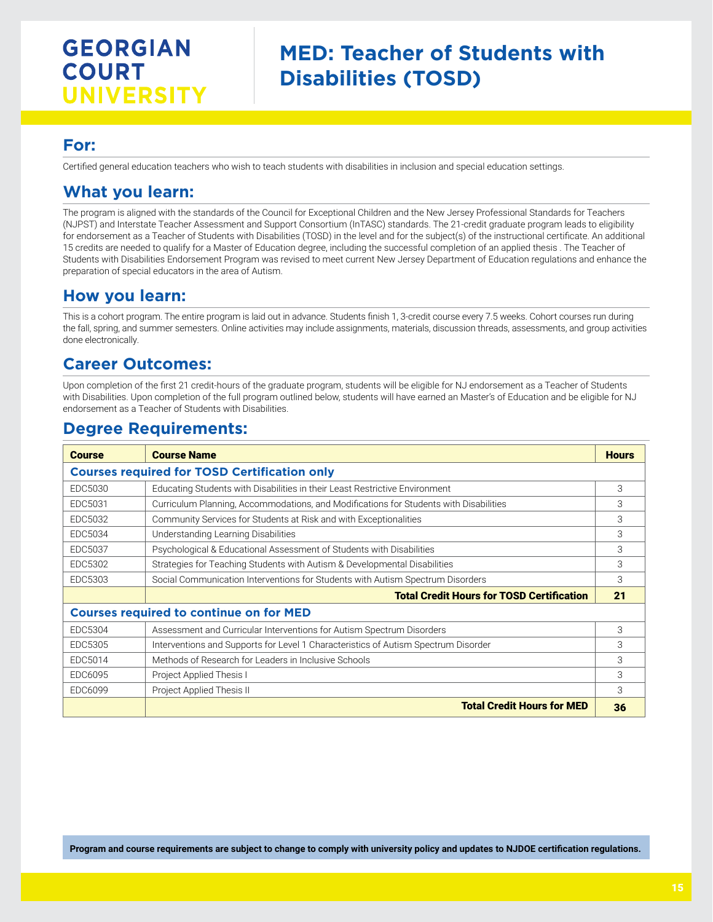# GEORGIAN COURT UNIVERSITY

# MED: Teacher of Students with Disabilities (TOSD)

## For:

Certified general education teachers who wish to teach students with disabilities in inclusion and special education settings.

## What you learn:

The program is aligned with the standards of the Council for Exceptional Children and the New Jersey Professional Standards for Teachers (NJPST) and Interstate Teacher Assessment and Support Consortium (InTASC) standards. The 21-credit graduate program leads to eligibility for endorsement as a Teacher of Students with Disabilities (TOSD) in the level and for the subject(s) of the instructional certificate. An additional 15 credits are needed to qualify for a Master of Education degree, including the successful completion of an applied thesis . The Teacher of Students with Disabilities Endorsement Program was revised to meet current New Jersey Department of Education regulations and enhance the preparation of special educators in the area of Autism.

## How you learn:

This is a cohort program. The entire program is laid out in advance. Students finish 1, 3-credit course every 7.5 weeks. Cohort courses run during the fall, spring, and summer semesters. Online activities may include assignments, materials, discussion threads, assessments, and group activities done electronically.

## Career Outcomes:

Upon completion of the first 21 credit-hours of the graduate program, students will be eligible for NJ endorsement as a Teacher of Students with Disabilities. Upon completion of the full program outlined below, students will have earned an Master's of Education and be eligible for NJ endorsement as a Teacher of Students with Disabilities.

## Degree Requirements:

| Course | Course Name | Hours |
|---|---|---|
| **Courses required for TOSD Certification only** | | |
| EDC5030 | Educating Students with Disabilities in their Least Restrictive Environment | 3 |
| EDC5031 | Curriculum Planning, Accommodations, and Modifications for Students with Disabilities | 3 |
| EDC5032 | Community Services for Students at Risk and with Exceptionalities | 3 |
| EDC5034 | Understanding Learning Disabilities | 3 |
| EDC5037 | Psychological & Educational Assessment of Students with Disabilities | 3 |
| EDC5302 | Strategies for Teaching Students with Autism & Developmental Disabilities | 3 |
| EDC5303 | Social Communication Interventions for Students with Autism Spectrum Disorders | 3 |
| | **Total Credit Hours for TOSD Certification** | **21** |
| **Courses required to continue on for MED** | | |
| EDC5304 | Assessment and Curricular Interventions for Autism Spectrum Disorders | 3 |
| EDC5305 | Interventions and Supports for Level 1 Characteristics of Autism Spectrum Disorder | 3 |
| EDC5014 | Methods of Research for Leaders in Inclusive Schools | 3 |
| EDC6095 | Project Applied Thesis I | 3 |
| EDC6099 | Project Applied Thesis II | 3 |
| | **Total Credit Hours for MED** | **36** |

**Program and course requirements are subject to change to comply with university policy and updates to NJDOE certification regulations.**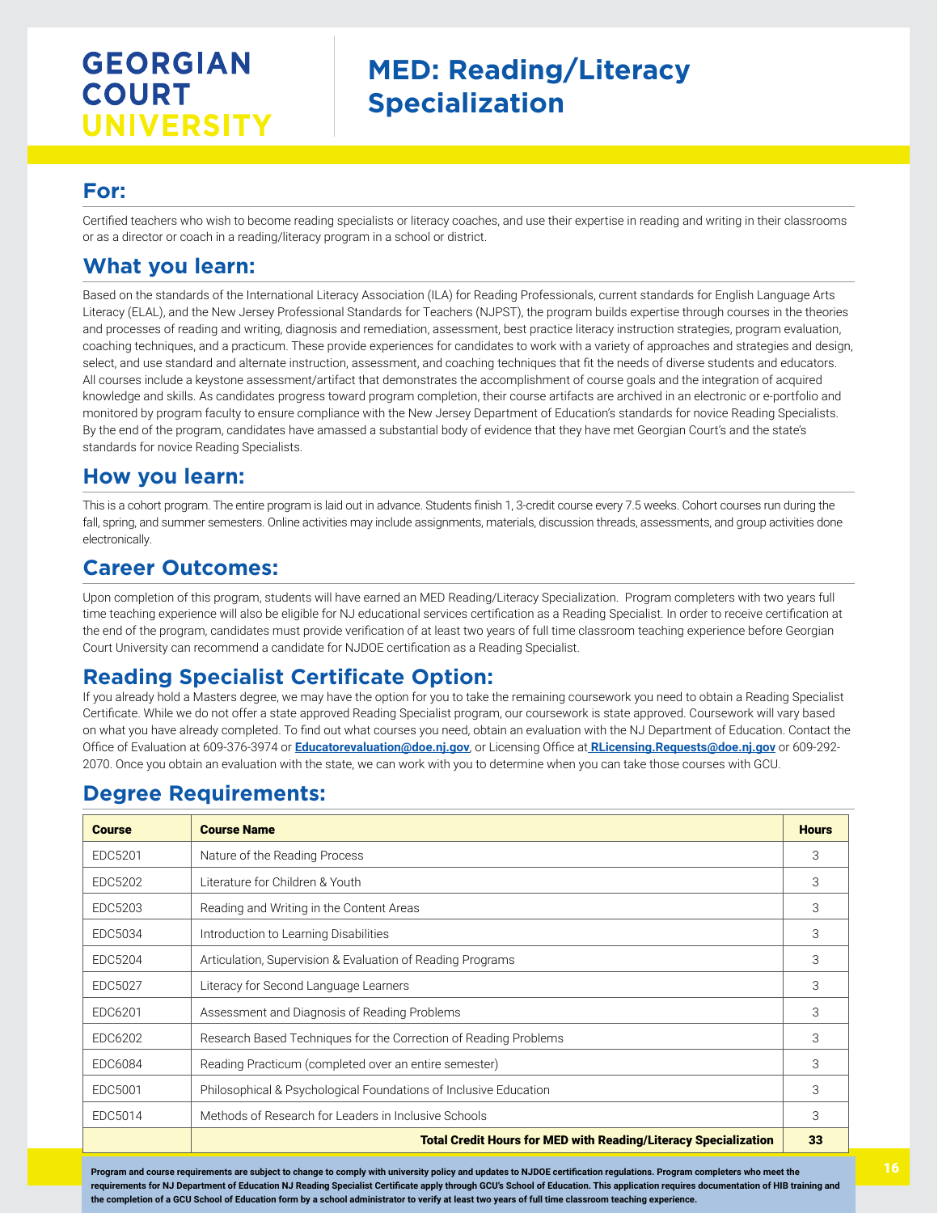GEORGIAN COURT UNIVERSITY

# MED: Reading/Literacy Specialization

## For:

Certified teachers who wish to become reading specialists or literacy coaches, and use their expertise in reading and writing in their classrooms or as a director or coach in a reading/literacy program in a school or district.

## What you learn:

Based on the standards of the International Literacy Association (ILA) for Reading Professionals, current standards for English Language Arts Literacy (ELAL), and the New Jersey Professional Standards for Teachers (NJPST), the program builds expertise through courses in the theories and processes of reading and writing, diagnosis and remediation, assessment, best practice literacy instruction strategies, program evaluation, coaching techniques, and a practicum. These provide experiences for candidates to work with a variety of approaches and strategies and design, select, and use standard and alternate instruction, assessment, and coaching techniques that fit the needs of diverse students and educators. All courses include a keystone assessment/artifact that demonstrates the accomplishment of course goals and the integration of acquired knowledge and skills. As candidates progress toward program completion, their course artifacts are archived in an electronic or e-portfolio and monitored by program faculty to ensure compliance with the New Jersey Department of Education's standards for novice Reading Specialists. By the end of the program, candidates have amassed a substantial body of evidence that they have met Georgian Court's and the state's standards for novice Reading Specialists.

## How you learn:

This is a cohort program. The entire program is laid out in advance. Students finish 1, 3-credit course every 7.5 weeks. Cohort courses run during the fall, spring, and summer semesters. Online activities may include assignments, materials, discussion threads, assessments, and group activities done electronically.

## Career Outcomes:

Upon completion of this program, students will have earned an MED Reading/Literacy Specialization. Program completers with two years full time teaching experience will also be eligible for NJ educational services certification as a Reading Specialist. In order to receive certification at the end of the program, candidates must provide verification of at least two years of full time classroom teaching experience before Georgian Court University can recommend a candidate for NJDOE certification as a Reading Specialist.

## Reading Specialist Certificate Option:

If you already hold a Masters degree, we may have the option for you to take the remaining coursework you need to obtain a Reading Specialist Certificate. While we do not offer a state approved Reading Specialist program, our coursework is state approved. Coursework will vary based on what you have already completed. To find out what courses you need, obtain an evaluation with the NJ Department of Education. Contact the Office of Evaluation at 609-376-3974 or **Educatorevaluation@doe.nj.gov**, or Licensing Office at **RLicensing.Requests@doe.nj.gov** or 609-292-2070. Once you obtain an evaluation with the state, we can work with you to determine when you can take those courses with GCU.

## Degree Requirements:

| Course | Course Name | Hours |
|---|---|---|
| EDC5201 | Nature of the Reading Process | 3 |
| EDC5202 | Literature for Children & Youth | 3 |
| EDC5203 | Reading and Writing in the Content Areas | 3 |
| EDC5034 | Introduction to Learning Disabilities | 3 |
| EDC5204 | Articulation, Supervision & Evaluation of Reading Programs | 3 |
| EDC5027 | Literacy for Second Language Learners | 3 |
| EDC6201 | Assessment and Diagnosis of Reading Problems | 3 |
| EDC6202 | Research Based Techniques for the Correction of Reading Problems | 3 |
| EDC6084 | Reading Practicum (completed over an entire semester) | 3 |
| EDC5001 | Philosophical & Psychological Foundations of Inclusive Education | 3 |
| EDC5014 | Methods of Research for Leaders in Inclusive Schools | 3 |
| | **Total Credit Hours for MED with Reading/Literacy Specialization** | **33** |

**Program and course requirements are subject to change to comply with university policy and updates to NJDOE certification regulations. Program completers who meet the requirements for NJ Department of Education NJ Reading Specialist Certificate apply through GCU's School of Education. This application requires documentation of HIB training and the completion of a GCU School of Education form by a school administrator to verify at least two years of full time classroom teaching experience.**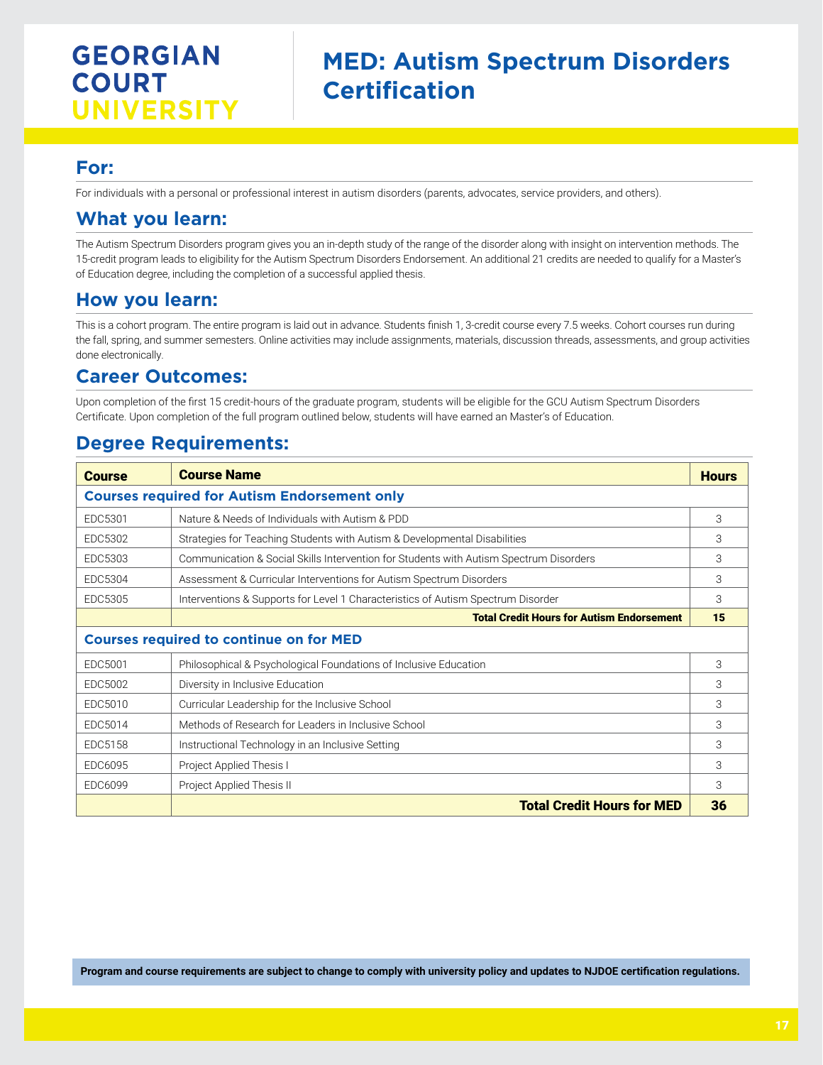GEORGIAN COURT UNIVERSITY

# MED: Autism Spectrum Disorders Certification

## For:

For individuals with a personal or professional interest in autism disorders (parents, advocates, service providers, and others).

## What you learn:

The Autism Spectrum Disorders program gives you an in-depth study of the range of the disorder along with insight on intervention methods. The 15-credit program leads to eligibility for the Autism Spectrum Disorders Endorsement. An additional 21 credits are needed to qualify for a Master's of Education degree, including the completion of a successful applied thesis.

## How you learn:

This is a cohort program. The entire program is laid out in advance. Students finish 1, 3-credit course every 7.5 weeks. Cohort courses run during the fall, spring, and summer semesters. Online activities may include assignments, materials, discussion threads, assessments, and group activities done electronically.

## Career Outcomes:

Upon completion of the first 15 credit-hours of the graduate program, students will be eligible for the GCU Autism Spectrum Disorders Certificate. Upon completion of the full program outlined below, students will have earned an Master's of Education.

## Degree Requirements:

| Course | Course Name | Hours |
|---|---|---|
| **Courses required for Autism Endorsement only** | | |
| EDC5301 | Nature & Needs of Individuals with Autism & PDD | 3 |
| EDC5302 | Strategies for Teaching Students with Autism & Developmental Disabilities | 3 |
| EDC5303 | Communication & Social Skills Intervention for Students with Autism Spectrum Disorders | 3 |
| EDC5304 | Assessment & Curricular Interventions for Autism Spectrum Disorders | 3 |
| EDC5305 | Interventions & Supports for Level 1 Characteristics of Autism Spectrum Disorder | 3 |
| | **Total Credit Hours for Autism Endorsement** | **15** |
| **Courses required to continue on for MED** | | |
| EDC5001 | Philosophical & Psychological Foundations of Inclusive Education | 3 |
| EDC5002 | Diversity in Inclusive Education | 3 |
| EDC5010 | Curricular Leadership for the Inclusive School | 3 |
| EDC5014 | Methods of Research for Leaders in Inclusive School | 3 |
| EDC5158 | Instructional Technology in an Inclusive Setting | 3 |
| EDC6095 | Project Applied Thesis I | 3 |
| EDC6099 | Project Applied Thesis II | 3 |
| | **Total Credit Hours for MED** | **36** |

**Program and course requirements are subject to change to comply with university policy and updates to NJDOE certification regulations.**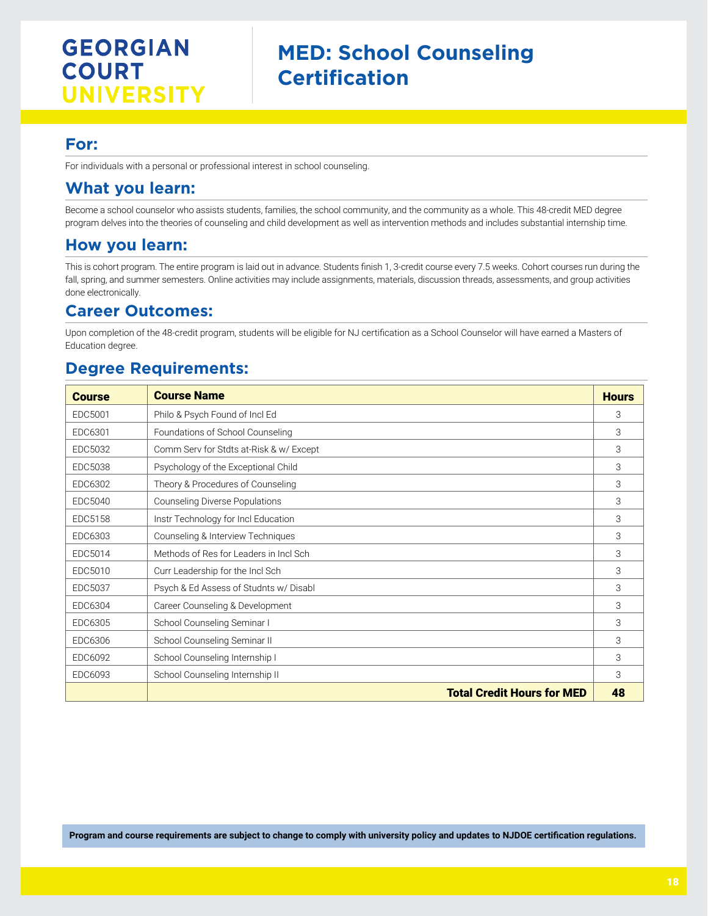GEORGIAN COURT UNIVERSITY

# MED: School Counseling Certification

## For:

For individuals with a personal or professional interest in school counseling.

## What you learn:

Become a school counselor who assists students, families, the school community, and the community as a whole. This 48-credit MED degree program delves into the theories of counseling and child development as well as intervention methods and includes substantial internship time.

## How you learn:

This is cohort program. The entire program is laid out in advance. Students finish 1, 3-credit course every 7.5 weeks. Cohort courses run during the fall, spring, and summer semesters. Online activities may include assignments, materials, discussion threads, assessments, and group activities done electronically.

## Career Outcomes:

Upon completion of the 48-credit program, students will be eligible for NJ certification as a School Counselor will have earned a Masters of Education degree.

## Degree Requirements:

| Course | Course Name | Hours |
|---|---|---|
| EDC5001 | Philo & Psych Found of Incl Ed | 3 |
| EDC6301 | Foundations of School Counseling | 3 |
| EDC5032 | Comm Serv for Stdts at-Risk & w/ Except | 3 |
| EDC5038 | Psychology of the Exceptional Child | 3 |
| EDC6302 | Theory & Procedures of Counseling | 3 |
| EDC5040 | Counseling Diverse Populations | 3 |
| EDC5158 | Instr Technology for Incl Education | 3 |
| EDC6303 | Counseling & Interview Techniques | 3 |
| EDC5014 | Methods of Res for Leaders in Incl Sch | 3 |
| EDC5010 | Curr Leadership for the Incl Sch | 3 |
| EDC5037 | Psych & Ed Assess of Studnts w/ Disabl | 3 |
| EDC6304 | Career Counseling & Development | 3 |
| EDC6305 | School Counseling Seminar I | 3 |
| EDC6306 | School Counseling Seminar II | 3 |
| EDC6092 | School Counseling Internship I | 3 |
| EDC6093 | School Counseling Internship II | 3 |
| | **Total Credit Hours for MED** | **48** |

**Program and course requirements are subject to change to comply with university policy and updates to NJDOE certification regulations.**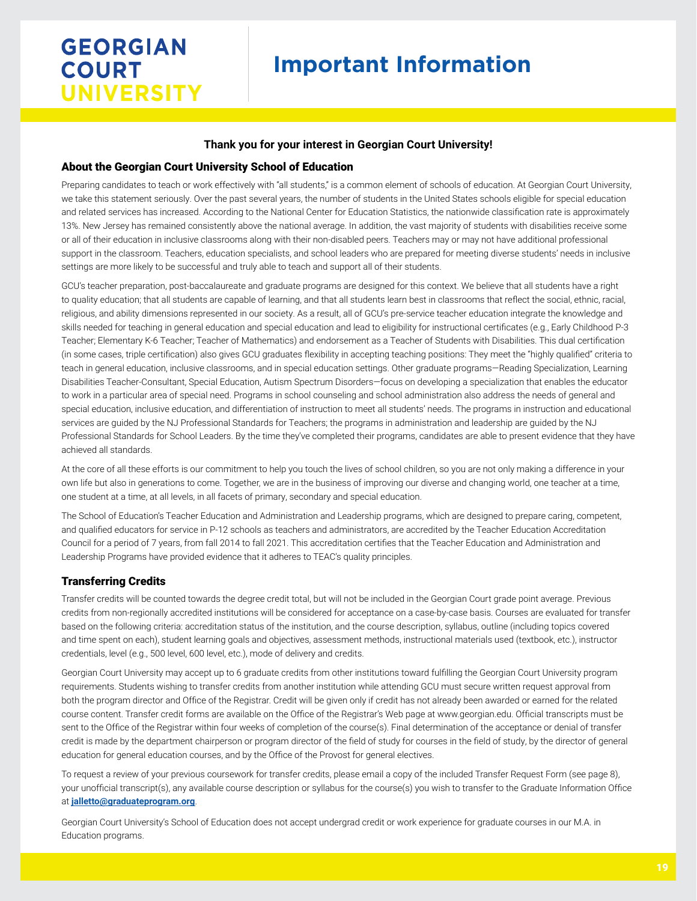GEORGIAN COURT UNIVERSITY

# Important Information

**Thank you for your interest in Georgian Court University!**

## About the Georgian Court University School of Education

Preparing candidates to teach or work effectively with "all students," is a common element of schools of education. At Georgian Court University, we take this statement seriously. Over the past several years, the number of students in the United States schools eligible for special education and related services has increased. According to the National Center for Education Statistics, the nationwide classification rate is approximately 13%. New Jersey has remained consistently above the national average. In addition, the vast majority of students with disabilities receive some or all of their education in inclusive classrooms along with their non-disabled peers. Teachers may or may not have additional professional support in the classroom. Teachers, education specialists, and school leaders who are prepared for meeting diverse students' needs in inclusive settings are more likely to be successful and truly able to teach and support all of their students.

GCU's teacher preparation, post-baccalaureate and graduate programs are designed for this context. We believe that all students have a right to quality education; that all students are capable of learning, and that all students learn best in classrooms that reflect the social, ethnic, racial, religious, and ability dimensions represented in our society. As a result, all of GCU's pre-service teacher education integrate the knowledge and skills needed for teaching in general education and special education and lead to eligibility for instructional certificates (e.g., Early Childhood P-3 Teacher; Elementary K-6 Teacher; Teacher of Mathematics) and endorsement as a Teacher of Students with Disabilities. This dual certification (in some cases, triple certification) also gives GCU graduates flexibility in accepting teaching positions: They meet the "highly qualified" criteria to teach in general education, inclusive classrooms, and in special education settings. Other graduate programs—Reading Specialization, Learning Disabilities Teacher-Consultant, Special Education, Autism Spectrum Disorders—focus on developing a specialization that enables the educator to work in a particular area of special need. Programs in school counseling and school administration also address the needs of general and special education, inclusive education, and differentiation of instruction to meet all students' needs. The programs in instruction and educational services are guided by the NJ Professional Standards for Teachers; the programs in administration and leadership are guided by the NJ Professional Standards for School Leaders. By the time they've completed their programs, candidates are able to present evidence that they have achieved all standards.

At the core of all these efforts is our commitment to help you touch the lives of school children, so you are not only making a difference in your own life but also in generations to come. Together, we are in the business of improving our diverse and changing world, one teacher at a time, one student at a time, at all levels, in all facets of primary, secondary and special education.

The School of Education's Teacher Education and Administration and Leadership programs, which are designed to prepare caring, competent, and qualified educators for service in P-12 schools as teachers and administrators, are accredited by the Teacher Education Accreditation Council for a period of 7 years, from fall 2014 to fall 2021. This accreditation certifies that the Teacher Education and Administration and Leadership Programs have provided evidence that it adheres to TEAC's quality principles.

## Transferring Credits

Transfer credits will be counted towards the degree credit total, but will not be included in the Georgian Court grade point average. Previous credits from non-regionally accredited institutions will be considered for acceptance on a case-by-case basis. Courses are evaluated for transfer based on the following criteria: accreditation status of the institution, and the course description, syllabus, outline (including topics covered and time spent on each), student learning goals and objectives, assessment methods, instructional materials used (textbook, etc.), instructor credentials, level (e.g., 500 level, 600 level, etc.), mode of delivery and credits.

Georgian Court University may accept up to 6 graduate credits from other institutions toward fulfilling the Georgian Court University program requirements. Students wishing to transfer credits from another institution while attending GCU must secure written request approval from both the program director and Office of the Registrar. Credit will be given only if credit has not already been awarded or earned for the related course content. Transfer credit forms are available on the Office of the Registrar's Web page at www.georgian.edu. Official transcripts must be sent to the Office of the Registrar within four weeks of completion of the course(s). Final determination of the acceptance or denial of transfer credit is made by the department chairperson or program director of the field of study for courses in the field of study, by the director of general education for general education courses, and by the Office of the Provost for general electives.

To request a review of your previous coursework for transfer credits, please email a copy of the included Transfer Request Form (see page 8), your unofficial transcript(s), any available course description or syllabus for the course(s) you wish to transfer to the Graduate Information Office at **jalletto@graduateprogram.org**.

Georgian Court University's School of Education does not accept undergrad credit or work experience for graduate courses in our M.A. in Education programs.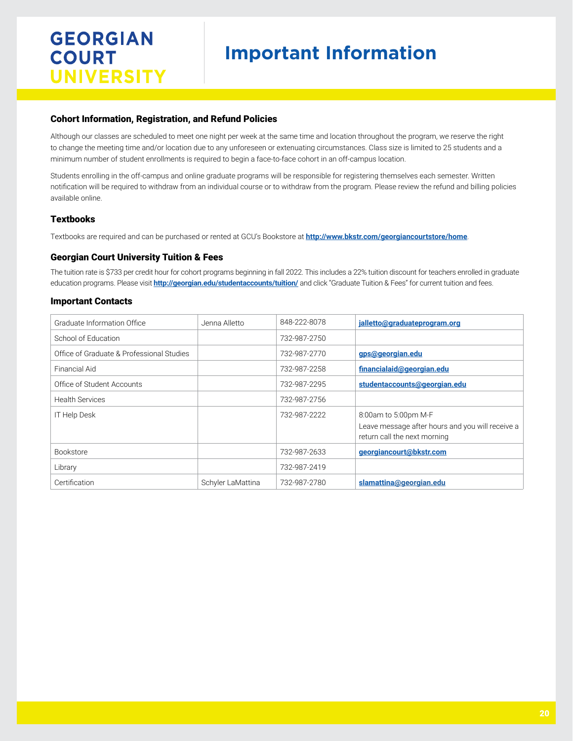GEORGIAN COURT UNIVERSITY

# Important Information

## Cohort Information, Registration, and Refund Policies

Although our classes are scheduled to meet one night per week at the same time and location throughout the program, we reserve the right to change the meeting time and/or location due to any unforeseen or extenuating circumstances. Class size is limited to 25 students and a minimum number of student enrollments is required to begin a face-to-face cohort in an off-campus location.

Students enrolling in the off-campus and online graduate programs will be responsible for registering themselves each semester. Written notification will be required to withdraw from an individual course or to withdraw from the program. Please review the refund and billing policies available online.

## Textbooks

Textbooks are required and can be purchased or rented at GCU's Bookstore at **http://www.bkstr.com/georgiancourtstore/home**.

## Georgian Court University Tuition & Fees

The tuition rate is $733 per credit hour for cohort programs beginning in fall 2022. This includes a 22% tuition discount for teachers enrolled in graduate education programs. Please visit **http://georgian.edu/studentaccounts/tuition/** and click "Graduate Tuition & Fees" for current tuition and fees.

## Important Contacts

| | | | |
|---|---|---|---|
| Graduate Information Office | Jenna Alletto | 848-222-8078 | **jalletto@graduateprogram.org** |
| School of Education | | 732-987-2750 | |
| Office of Graduate & Professional Studies | | 732-987-2770 | **gps@georgian.edu** |
| Financial Aid | | 732-987-2258 | **financialaid@georgian.edu** |
| Office of Student Accounts | | 732-987-2295 | **studentaccounts@georgian.edu** |
| Health Services | | 732-987-2756 | |
| IT Help Desk | | 732-987-2222 | 8:00am to 5:00pm M-F<br>Leave message after hours and you will receive a return call the next morning |
| Bookstore | | 732-987-2633 | **georgiancourt@bkstr.com** |
| Library | | 732-987-2419 | |
| Certification | Schyler LaMattina | 732-987-2780 | **slamattina@georgian.edu** |